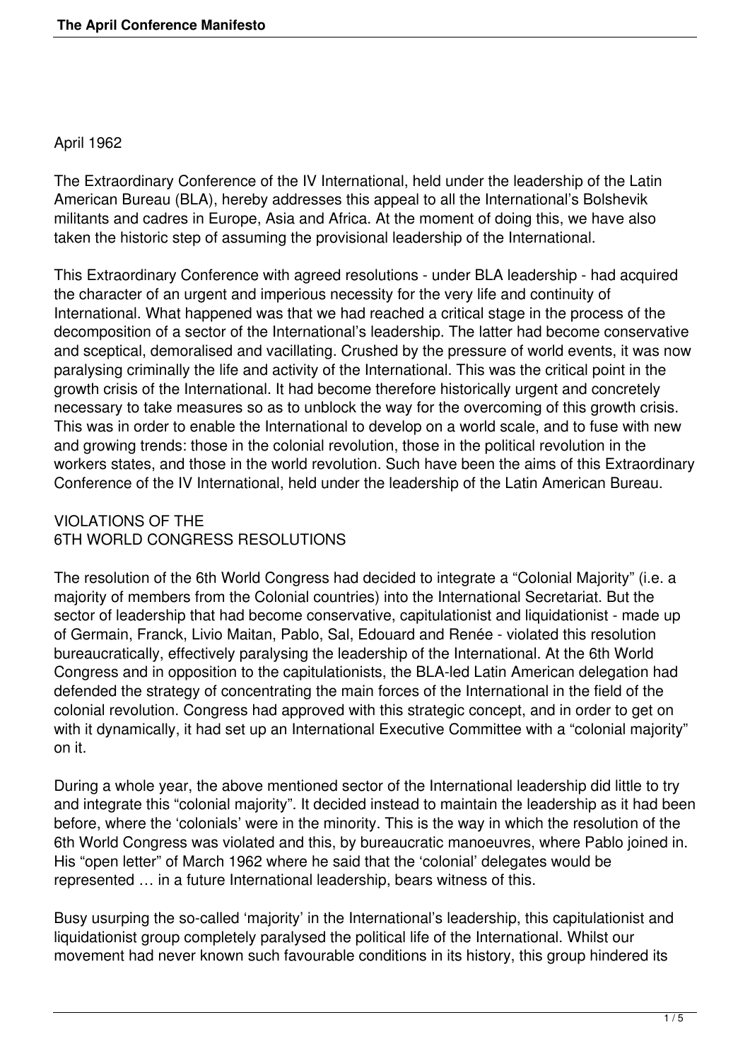April 1962

The Extraordinary Conference of the IV International, held under the leadership of the Latin American Bureau (BLA), hereby addresses this appeal to all the International's Bolshevik militants and cadres in Europe, Asia and Africa. At the moment of doing this, we have also taken the historic step of assuming the provisional leadership of the International.

This Extraordinary Conference with agreed resolutions - under BLA leadership - had acquired the character of an urgent and imperious necessity for the very life and continuity of International. What happened was that we had reached a critical stage in the process of the decomposition of a sector of the International's leadership. The latter had become conservative and sceptical, demoralised and vacillating. Crushed by the pressure of world events, it was now paralysing criminally the life and activity of the International. This was the critical point in the growth crisis of the International. It had become therefore historically urgent and concretely necessary to take measures so as to unblock the way for the overcoming of this growth crisis. This was in order to enable the International to develop on a world scale, and to fuse with new and growing trends: those in the colonial revolution, those in the political revolution in the workers states, and those in the world revolution. Such have been the aims of this Extraordinary Conference of the IV International, held under the leadership of the Latin American Bureau.

## VIOLATIONS OF THE 6TH WORLD CONGRESS RESOLUTIONS

The resolution of the 6th World Congress had decided to integrate a "Colonial Majority" (i.e. a majority of members from the Colonial countries) into the International Secretariat. But the sector of leadership that had become conservative, capitulationist and liquidationist - made up of Germain, Franck, Livio Maitan, Pablo, Sal, Edouard and Renée - violated this resolution bureaucratically, effectively paralysing the leadership of the International. At the 6th World Congress and in opposition to the capitulationists, the BLA-led Latin American delegation had defended the strategy of concentrating the main forces of the International in the field of the colonial revolution. Congress had approved with this strategic concept, and in order to get on with it dynamically, it had set up an International Executive Committee with a "colonial majority" on it.

During a whole year, the above mentioned sector of the International leadership did little to try and integrate this "colonial majority". It decided instead to maintain the leadership as it had been before, where the 'colonials' were in the minority. This is the way in which the resolution of the 6th World Congress was violated and this, by bureaucratic manoeuvres, where Pablo joined in. His "open letter" of March 1962 where he said that the 'colonial' delegates would be represented … in a future International leadership, bears witness of this.

Busy usurping the so-called 'majority' in the International's leadership, this capitulationist and liquidationist group completely paralysed the political life of the International. Whilst our movement had never known such favourable conditions in its history, this group hindered its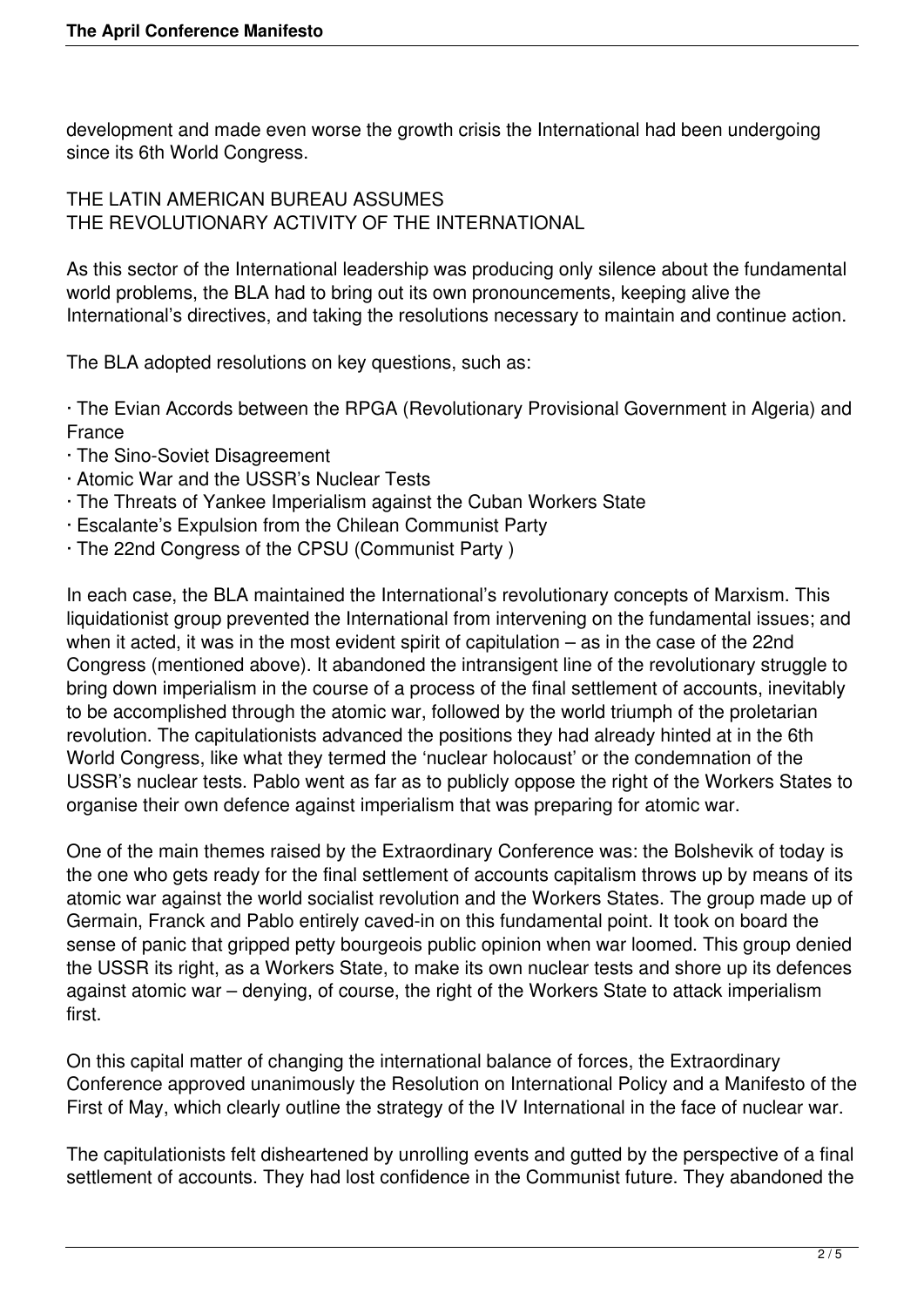development and made even worse the growth crisis the International had been undergoing since its 6th World Congress.

## THE LATIN AMERICAN BUREAU ASSUMES THE REVOLUTIONARY ACTIVITY OF THE INTERNATIONAL

As this sector of the International leadership was producing only silence about the fundamental world problems, the BLA had to bring out its own pronouncements, keeping alive the International's directives, and taking the resolutions necessary to maintain and continue action.

The BLA adopted resolutions on key questions, such as:

- The Evian Accords between the RPGA (Revolutionary Provisional Government in Algeria) and France
- The Sino-Soviet Disagreement
- Atomic War and the USSR's Nuclear Tests
- The Threats of Yankee Imperialism against the Cuban Workers State
- Escalante's Expulsion from the Chilean Communist Party
- The 22nd Congress of the CPSU (Communist Party )

In each case, the BLA maintained the International's revolutionary concepts of Marxism. This liquidationist group prevented the International from intervening on the fundamental issues; and when it acted, it was in the most evident spirit of capitulation – as in the case of the 22nd Congress (mentioned above). It abandoned the intransigent line of the revolutionary struggle to bring down imperialism in the course of a process of the final settlement of accounts, inevitably to be accomplished through the atomic war, followed by the world triumph of the proletarian revolution. The capitulationists advanced the positions they had already hinted at in the 6th World Congress, like what they termed the 'nuclear holocaust' or the condemnation of the USSR's nuclear tests. Pablo went as far as to publicly oppose the right of the Workers States to organise their own defence against imperialism that was preparing for atomic war.

One of the main themes raised by the Extraordinary Conference was: the Bolshevik of today is the one who gets ready for the final settlement of accounts capitalism throws up by means of its atomic war against the world socialist revolution and the Workers States. The group made up of Germain, Franck and Pablo entirely caved-in on this fundamental point. It took on board the sense of panic that gripped petty bourgeois public opinion when war loomed. This group denied the USSR its right, as a Workers State, to make its own nuclear tests and shore up its defences against atomic war – denying, of course, the right of the Workers State to attack imperialism first.

On this capital matter of changing the international balance of forces, the Extraordinary Conference approved unanimously the Resolution on International Policy and a Manifesto of the First of May, which clearly outline the strategy of the IV International in the face of nuclear war.

The capitulationists felt disheartened by unrolling events and gutted by the perspective of a final settlement of accounts. They had lost confidence in the Communist future. They abandoned the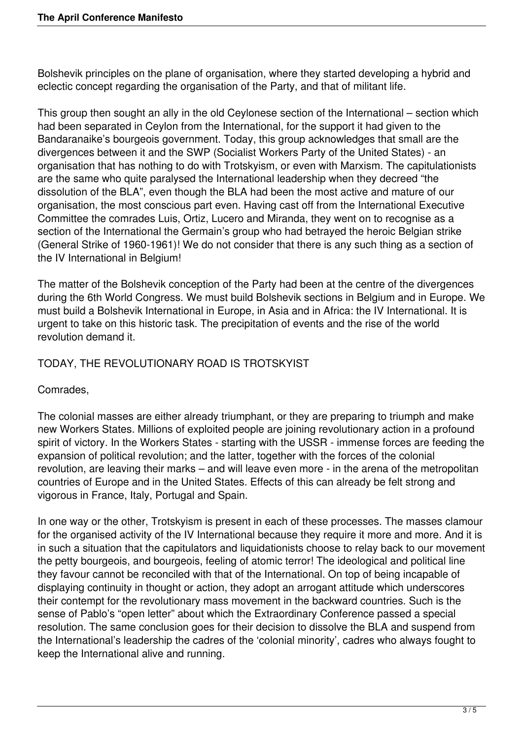Bolshevik principles on the plane of organisation, where they started developing a hybrid and eclectic concept regarding the organisation of the Party, and that of militant life.

This group then sought an ally in the old Ceylonese section of the International – section which had been separated in Ceylon from the International, for the support it had given to the Bandaranaike's bourgeois government. Today, this group acknowledges that small are the divergences between it and the SWP (Socialist Workers Party of the United States) - an organisation that has nothing to do with Trotskyism, or even with Marxism. The capitulationists are the same who quite paralysed the International leadership when they decreed "the dissolution of the BLA", even though the BLA had been the most active and mature of our organisation, the most conscious part even. Having cast off from the International Executive Committee the comrades Luis, Ortiz, Lucero and Miranda, they went on to recognise as a section of the International the Germain's group who had betrayed the heroic Belgian strike (General Strike of 1960-1961)! We do not consider that there is any such thing as a section of the IV International in Belgium!

The matter of the Bolshevik conception of the Party had been at the centre of the divergences during the 6th World Congress. We must build Bolshevik sections in Belgium and in Europe. We must build a Bolshevik International in Europe, in Asia and in Africa: the IV International. It is urgent to take on this historic task. The precipitation of events and the rise of the world revolution demand it.

## TODAY, THE REVOLUTIONARY ROAD IS TROTSKYIST

Comrades,

The colonial masses are either already triumphant, or they are preparing to triumph and make new Workers States. Millions of exploited people are joining revolutionary action in a profound spirit of victory. In the Workers States - starting with the USSR - immense forces are feeding the expansion of political revolution; and the latter, together with the forces of the colonial revolution, are leaving their marks – and will leave even more - in the arena of the metropolitan countries of Europe and in the United States. Effects of this can already be felt strong and vigorous in France, Italy, Portugal and Spain.

In one way or the other, Trotskyism is present in each of these processes. The masses clamour for the organised activity of the IV International because they require it more and more. And it is in such a situation that the capitulators and liquidationists choose to relay back to our movement the petty bourgeois, and bourgeois, feeling of atomic terror! The ideological and political line they favour cannot be reconciled with that of the International. On top of being incapable of displaying continuity in thought or action, they adopt an arrogant attitude which underscores their contempt for the revolutionary mass movement in the backward countries. Such is the sense of Pablo's "open letter" about which the Extraordinary Conference passed a special resolution. The same conclusion goes for their decision to dissolve the BLA and suspend from the International's leadership the cadres of the 'colonial minority', cadres who always fought to keep the International alive and running.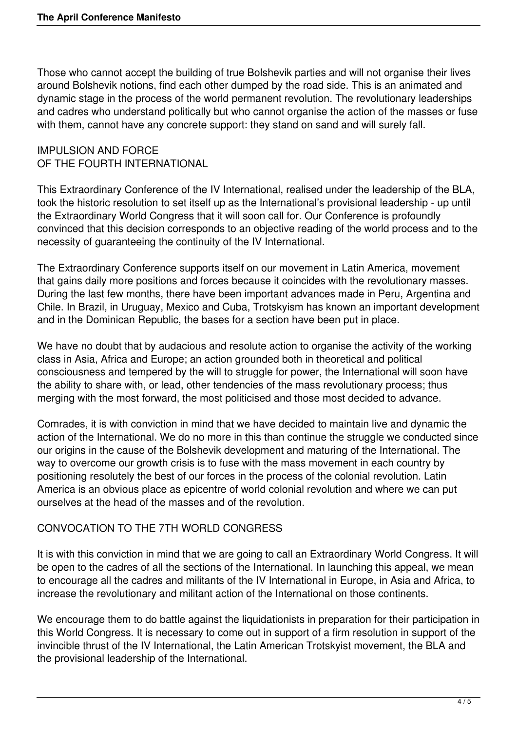Those who cannot accept the building of true Bolshevik parties and will not organise their lives around Bolshevik notions, find each other dumped by the road side. This is an animated and dynamic stage in the process of the world permanent revolution. The revolutionary leaderships and cadres who understand politically but who cannot organise the action of the masses or fuse with them, cannot have any concrete support: they stand on sand and will surely fall.

## IMPULSION AND FORCE OF THE FOURTH INTERNATIONAL

This Extraordinary Conference of the IV International, realised under the leadership of the BLA, took the historic resolution to set itself up as the International's provisional leadership - up until the Extraordinary World Congress that it will soon call for. Our Conference is profoundly convinced that this decision corresponds to an objective reading of the world process and to the necessity of guaranteeing the continuity of the IV International.

The Extraordinary Conference supports itself on our movement in Latin America, movement that gains daily more positions and forces because it coincides with the revolutionary masses. During the last few months, there have been important advances made in Peru, Argentina and Chile. In Brazil, in Uruguay, Mexico and Cuba, Trotskyism has known an important development and in the Dominican Republic, the bases for a section have been put in place.

We have no doubt that by audacious and resolute action to organise the activity of the working class in Asia, Africa and Europe; an action grounded both in theoretical and political consciousness and tempered by the will to struggle for power, the International will soon have the ability to share with, or lead, other tendencies of the mass revolutionary process; thus merging with the most forward, the most politicised and those most decided to advance.

Comrades, it is with conviction in mind that we have decided to maintain live and dynamic the action of the International. We do no more in this than continue the struggle we conducted since our origins in the cause of the Bolshevik development and maturing of the International. The way to overcome our growth crisis is to fuse with the mass movement in each country by positioning resolutely the best of our forces in the process of the colonial revolution. Latin America is an obvious place as epicentre of world colonial revolution and where we can put ourselves at the head of the masses and of the revolution.

## CONVOCATION TO THE 7TH WORLD CONGRESS

It is with this conviction in mind that we are going to call an Extraordinary World Congress. It will be open to the cadres of all the sections of the International. In launching this appeal, we mean to encourage all the cadres and militants of the IV International in Europe, in Asia and Africa, to increase the revolutionary and militant action of the International on those continents.

We encourage them to do battle against the liquidationists in preparation for their participation in this World Congress. It is necessary to come out in support of a firm resolution in support of the invincible thrust of the IV International, the Latin American Trotskyist movement, the BLA and the provisional leadership of the International.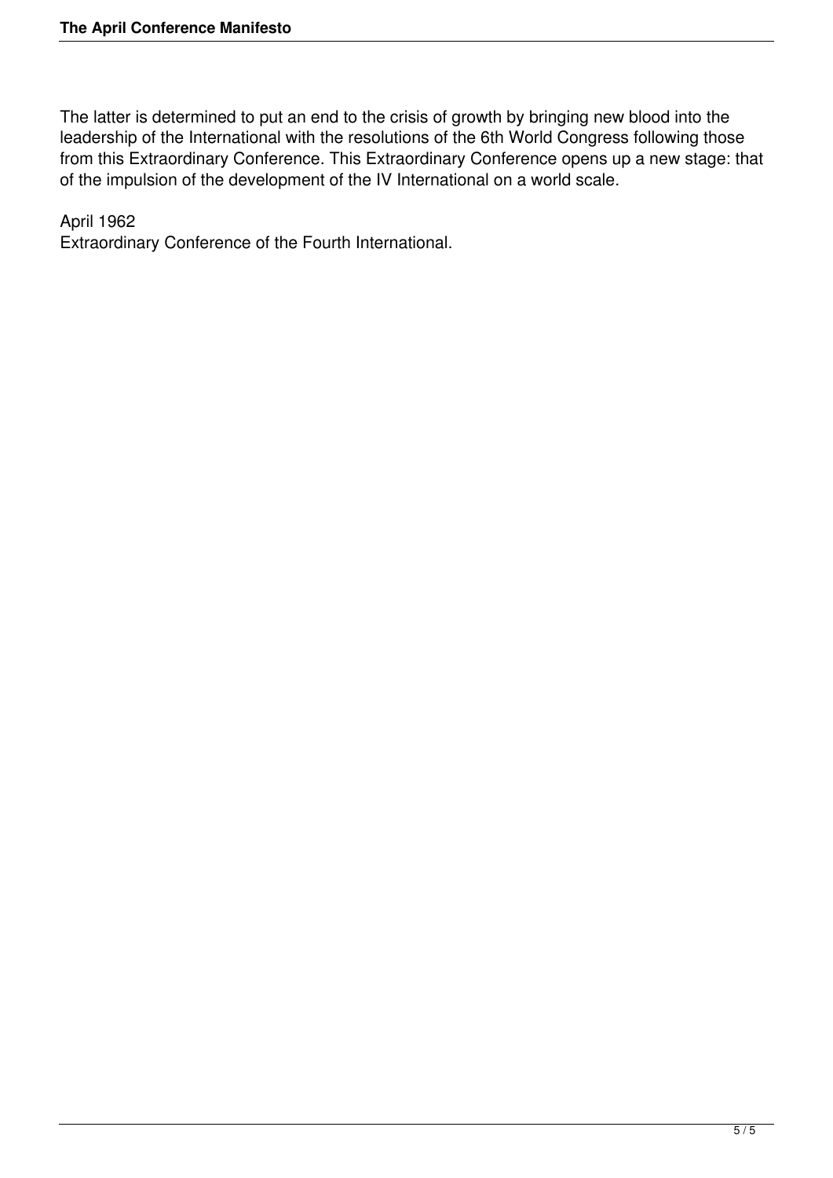The latter is determined to put an end to the crisis of growth by bringing new blood into the leadership of the International with the resolutions of the 6th World Congress following those from this Extraordinary Conference. This Extraordinary Conference opens up a new stage: that of the impulsion of the development of the IV International on a world scale.

April 1962
Extraordinary Conference of the Fourth International.